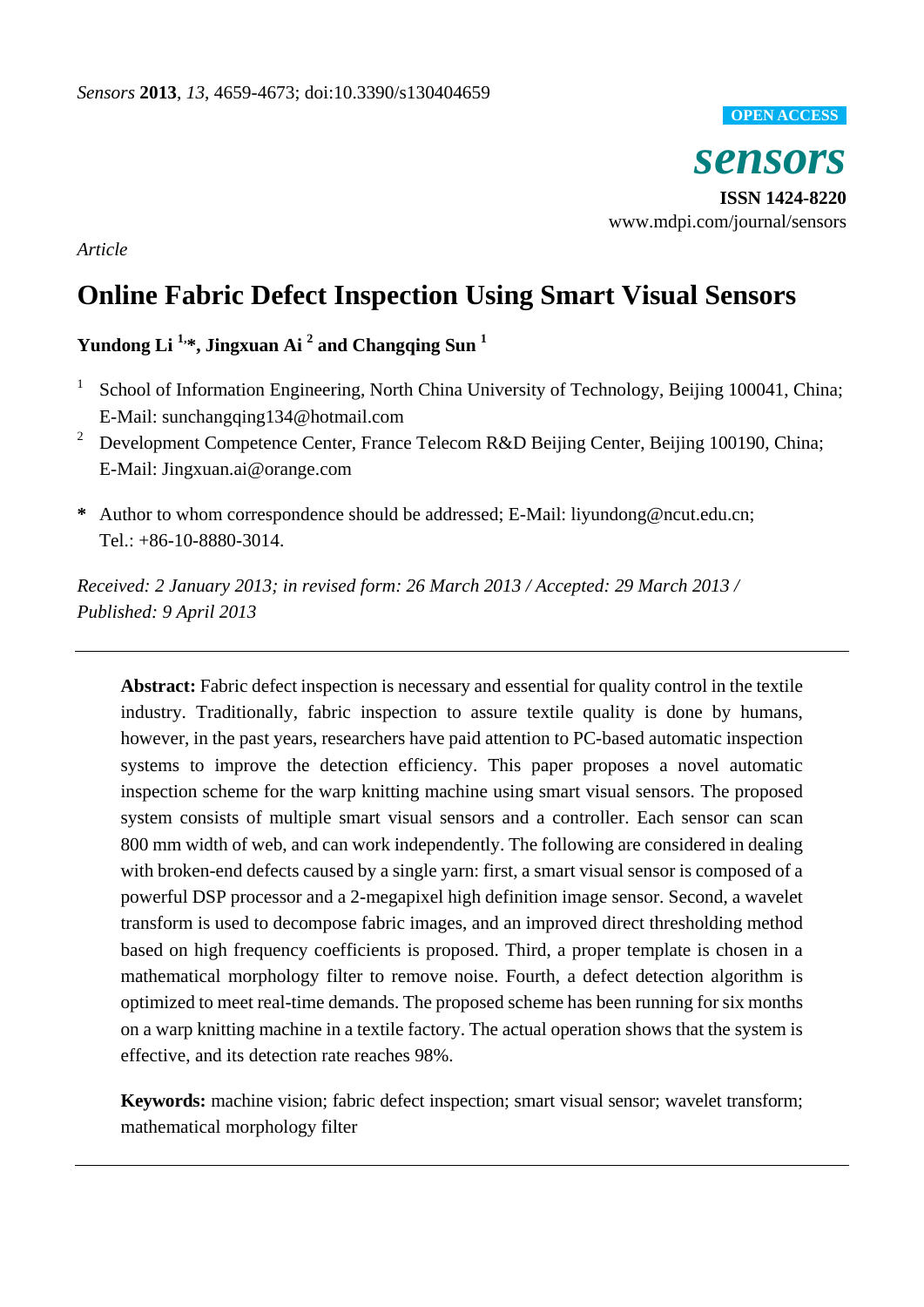*Sensors* **2013**, *13*, 4659-4673; doi:10.3390/s130404659

**OPEN ACCESS**

***sensors***

**ISSN 1424-8220**
www.mdpi.com/journal/sensors

*Article*

# Online Fabric Defect Inspection Using Smart Visual Sensors

**Yundong Li [1,*], Jingxuan Ai [2] and Changqing Sun [1]**

[1] School of Information Engineering, North China University of Technology, Beijing 100041, China; E-Mail: sunchangqing134@hotmail.com

[2] Development Competence Center, France Telecom R&D Beijing Center, Beijing 100190, China; E-Mail: Jingxuan.ai@orange.com

**\*** Author to whom correspondence should be addressed; E-Mail: liyundong@ncut.edu.cn; Tel.: +86-10-8880-3014.

*Received: 2 January 2013; in revised form: 26 March 2013 / Accepted: 29 March 2013 / Published: 9 April 2013*

---

**Abstract:** Fabric defect inspection is necessary and essential for quality control in the textile industry. Traditionally, fabric inspection to assure textile quality is done by humans, however, in the past years, researchers have paid attention to PC-based automatic inspection systems to improve the detection efficiency. This paper proposes a novel automatic inspection scheme for the warp knitting machine using smart visual sensors. The proposed system consists of multiple smart visual sensors and a controller. Each sensor can scan 800 mm width of web, and can work independently. The following are considered in dealing with broken-end defects caused by a single yarn: first, a smart visual sensor is composed of a powerful DSP processor and a 2-megapixel high definition image sensor. Second, a wavelet transform is used to decompose fabric images, and an improved direct thresholding method based on high frequency coefficients is proposed. Third, a proper template is chosen in a mathematical morphology filter to remove noise. Fourth, a defect detection algorithm is optimized to meet real-time demands. The proposed scheme has been running for six months on a warp knitting machine in a textile factory. The actual operation shows that the system is effective, and its detection rate reaches 98%.

**Keywords:** machine vision; fabric defect inspection; smart visual sensor; wavelet transform; mathematical morphology filter

---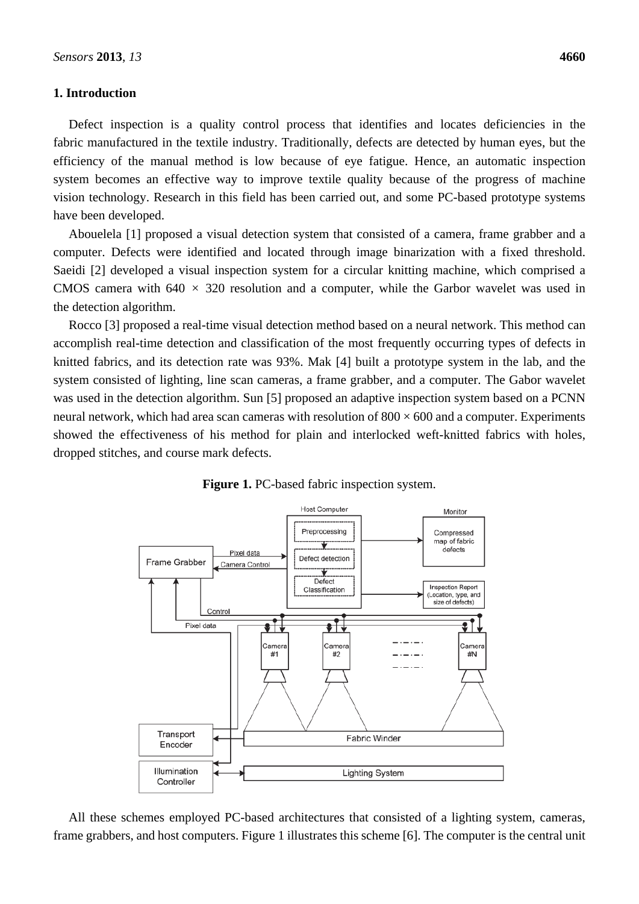## 1. Introduction

Defect inspection is a quality control process that identifies and locates deficiencies in the fabric manufactured in the textile industry. Traditionally, defects are detected by human eyes, but the efficiency of the manual method is low because of eye fatigue. Hence, an automatic inspection system becomes an effective way to improve textile quality because of the progress of machine vision technology. Research in this field has been carried out, and some PC-based prototype systems have been developed.

Abouelela [1] proposed a visual detection system that consisted of a camera, frame grabber and a computer. Defects were identified and located through image binarization with a fixed threshold. Saeidi [2] developed a visual inspection system for a circular knitting machine, which comprised a CMOS camera with 640 × 320 resolution and a computer, while the Garbor wavelet was used in the detection algorithm.

Rocco [3] proposed a real-time visual detection method based on a neural network. This method can accomplish real-time detection and classification of the most frequently occurring types of defects in knitted fabrics, and its detection rate was 93%. Mak [4] built a prototype system in the lab, and the system consisted of lighting, line scan cameras, a frame grabber, and a computer. The Gabor wavelet was used in the detection algorithm. Sun [5] proposed an adaptive inspection system based on a PCNN neural network, which had area scan cameras with resolution of 800 × 600 and a computer. Experiments showed the effectiveness of his method for plain and interlocked weft-knitted fabrics with holes, dropped stitches, and course mark defects.

**Figure 1.** PC-based fabric inspection system.

All these schemes employed PC-based architectures that consisted of a lighting system, cameras, frame grabbers, and host computers. Figure 1 illustrates this scheme [6]. The computer is the central unit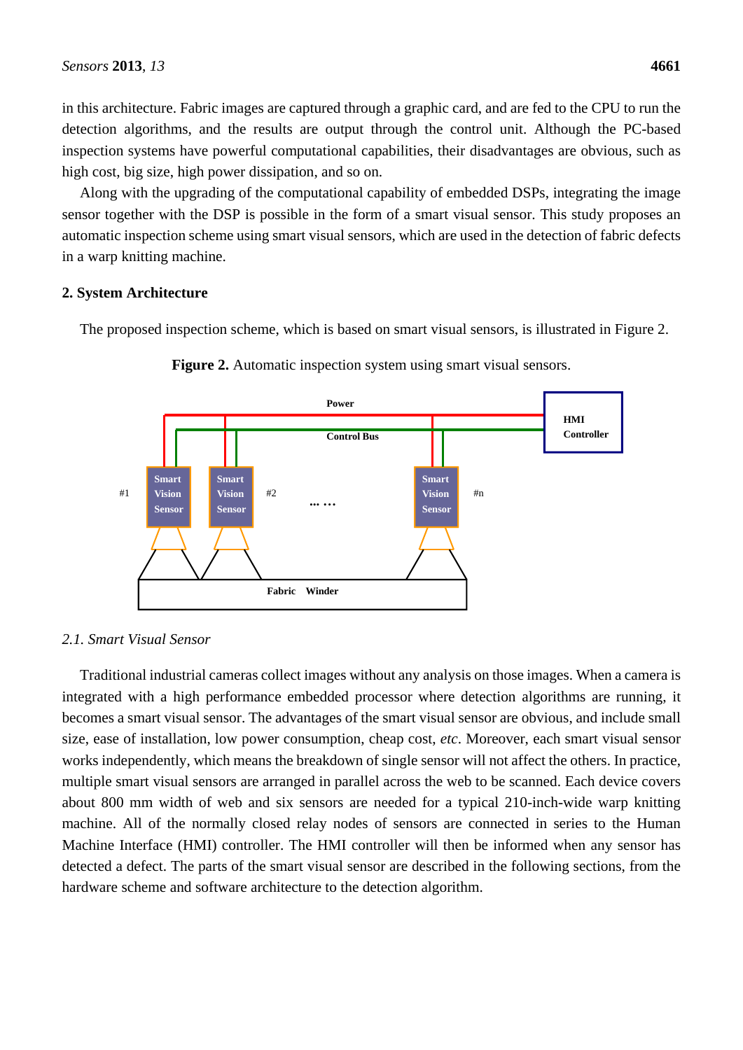in this architecture. Fabric images are captured through a graphic card, and are fed to the CPU to run the detection algorithms, and the results are output through the control unit. Although the PC-based inspection systems have powerful computational capabilities, their disadvantages are obvious, such as high cost, big size, high power dissipation, and so on.

Along with the upgrading of the computational capability of embedded DSPs, integrating the image sensor together with the DSP is possible in the form of a smart visual sensor. This study proposes an automatic inspection scheme using smart visual sensors, which are used in the detection of fabric defects in a warp knitting machine.

## 2. System Architecture

The proposed inspection scheme, which is based on smart visual sensors, is illustrated in Figure 2.

**Figure 2.** Automatic inspection system using smart visual sensors.

### 2.1. Smart Visual Sensor

Traditional industrial cameras collect images without any analysis on those images. When a camera is integrated with a high performance embedded processor where detection algorithms are running, it becomes a smart visual sensor. The advantages of the smart visual sensor are obvious, and include small size, ease of installation, low power consumption, cheap cost, *etc*. Moreover, each smart visual sensor works independently, which means the breakdown of single sensor will not affect the others. In practice, multiple smart visual sensors are arranged in parallel across the web to be scanned. Each device covers about 800 mm width of web and six sensors are needed for a typical 210-inch-wide warp knitting machine. All of the normally closed relay nodes of sensors are connected in series to the Human Machine Interface (HMI) controller. The HMI controller will then be informed when any sensor has detected a defect. The parts of the smart visual sensor are described in the following sections, from the hardware scheme and software architecture to the detection algorithm.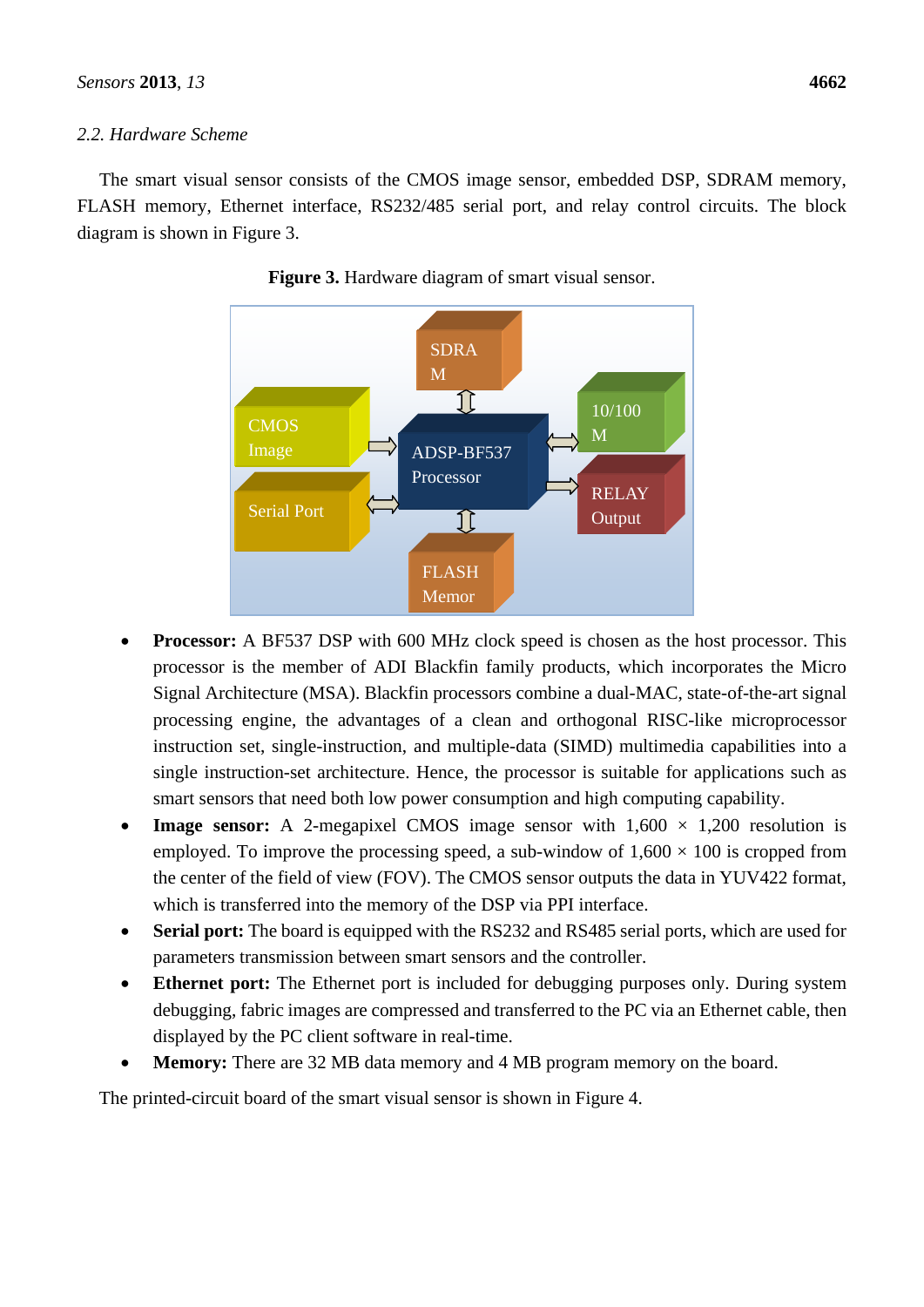### 2.2. Hardware Scheme

The smart visual sensor consists of the CMOS image sensor, embedded DSP, SDRAM memory, FLASH memory, Ethernet interface, RS232/485 serial port, and relay control circuits. The block diagram is shown in Figure 3.

**Figure 3.** Hardware diagram of smart visual sensor.

- **Processor:** A BF537 DSP with 600 MHz clock speed is chosen as the host processor. This processor is the member of ADI Blackfin family products, which incorporates the Micro Signal Architecture (MSA). Blackfin processors combine a dual-MAC, state-of-the-art signal processing engine, the advantages of a clean and orthogonal RISC-like microprocessor instruction set, single-instruction, and multiple-data (SIMD) multimedia capabilities into a single instruction-set architecture. Hence, the processor is suitable for applications such as smart sensors that need both low power consumption and high computing capability.
- **Image sensor:** A 2-megapixel CMOS image sensor with 1,600 × 1,200 resolution is employed. To improve the processing speed, a sub-window of 1,600 × 100 is cropped from the center of the field of view (FOV). The CMOS sensor outputs the data in YUV422 format, which is transferred into the memory of the DSP via PPI interface.
- **Serial port:** The board is equipped with the RS232 and RS485 serial ports, which are used for parameters transmission between smart sensors and the controller.
- **Ethernet port:** The Ethernet port is included for debugging purposes only. During system debugging, fabric images are compressed and transferred to the PC via an Ethernet cable, then displayed by the PC client software in real-time.
- **Memory:** There are 32 MB data memory and 4 MB program memory on the board.

The printed-circuit board of the smart visual sensor is shown in Figure 4.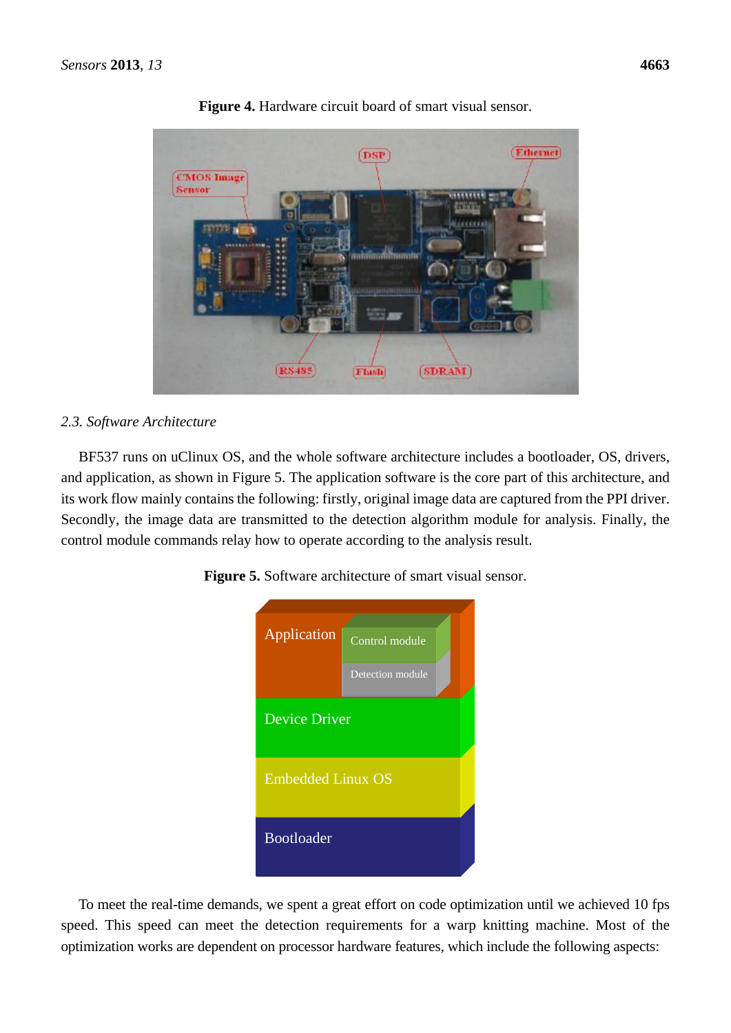**Figure 4.** Hardware circuit board of smart visual sensor.

### 2.3. Software Architecture

BF537 runs on uClinux OS, and the whole software architecture includes a bootloader, OS, drivers, and application, as shown in Figure 5. The application software is the core part of this architecture, and its work flow mainly contains the following: firstly, original image data are captured from the PPI driver. Secondly, the image data are transmitted to the detection algorithm module for analysis. Finally, the control module commands relay how to operate according to the analysis result.

**Figure 5.** Software architecture of smart visual sensor.

To meet the real-time demands, we spent a great effort on code optimization until we achieved 10 fps speed. This speed can meet the detection requirements for a warp knitting machine. Most of the optimization works are dependent on processor hardware features, which include the following aspects: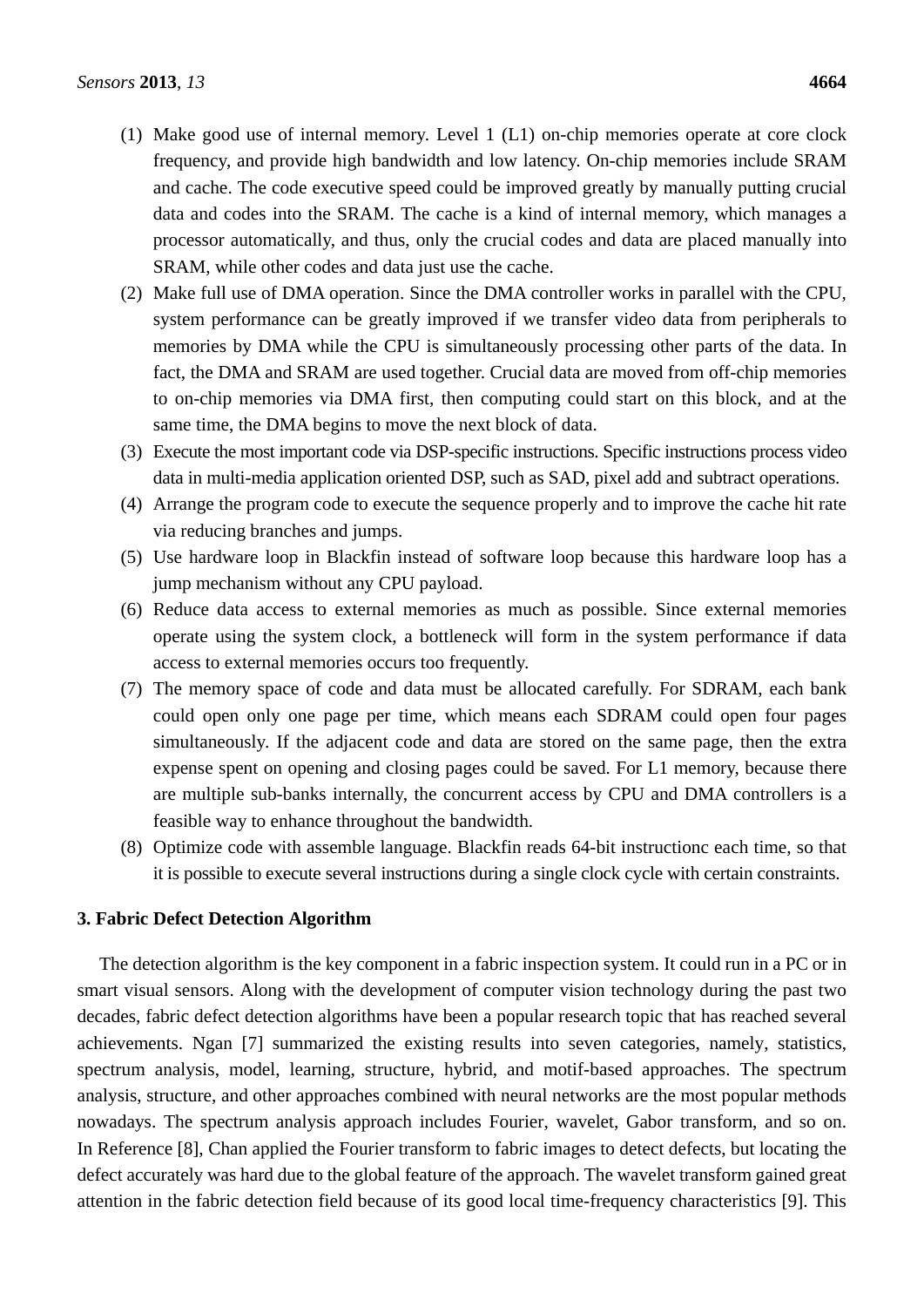(1) Make good use of internal memory. Level 1 (L1) on-chip memories operate at core clock frequency, and provide high bandwidth and low latency. On-chip memories include SRAM and cache. The code executive speed could be improved greatly by manually putting crucial data and codes into the SRAM. The cache is a kind of internal memory, which manages a processor automatically, and thus, only the crucial codes and data are placed manually into SRAM, while other codes and data just use the cache.

(2) Make full use of DMA operation. Since the DMA controller works in parallel with the CPU, system performance can be greatly improved if we transfer video data from peripherals to memories by DMA while the CPU is simultaneously processing other parts of the data. In fact, the DMA and SRAM are used together. Crucial data are moved from off-chip memories to on-chip memories via DMA first, then computing could start on this block, and at the same time, the DMA begins to move the next block of data.

(3) Execute the most important code via DSP-specific instructions. Specific instructions process video data in multi-media application oriented DSP, such as SAD, pixel add and subtract operations.

(4) Arrange the program code to execute the sequence properly and to improve the cache hit rate via reducing branches and jumps.

(5) Use hardware loop in Blackfin instead of software loop because this hardware loop has a jump mechanism without any CPU payload.

(6) Reduce data access to external memories as much as possible. Since external memories operate using the system clock, a bottleneck will form in the system performance if data access to external memories occurs too frequently.

(7) The memory space of code and data must be allocated carefully. For SDRAM, each bank could open only one page per time, which means each SDRAM could open four pages simultaneously. If the adjacent code and data are stored on the same page, then the extra expense spent on opening and closing pages could be saved. For L1 memory, because there are multiple sub-banks internally, the concurrent access by CPU and DMA controllers is a feasible way to enhance throughout the bandwidth.

(8) Optimize code with assemble language. Blackfin reads 64-bit instructionc each time, so that it is possible to execute several instructions during a single clock cycle with certain constraints.

## 3. Fabric Defect Detection Algorithm

The detection algorithm is the key component in a fabric inspection system. It could run in a PC or in smart visual sensors. Along with the development of computer vision technology during the past two decades, fabric defect detection algorithms have been a popular research topic that has reached several achievements. Ngan [7] summarized the existing results into seven categories, namely, statistics, spectrum analysis, model, learning, structure, hybrid, and motif-based approaches. The spectrum analysis, structure, and other approaches combined with neural networks are the most popular methods nowadays. The spectrum analysis approach includes Fourier, wavelet, Gabor transform, and so on. In Reference [8], Chan applied the Fourier transform to fabric images to detect defects, but locating the defect accurately was hard due to the global feature of the approach. The wavelet transform gained great attention in the fabric detection field because of its good local time-frequency characteristics [9]. This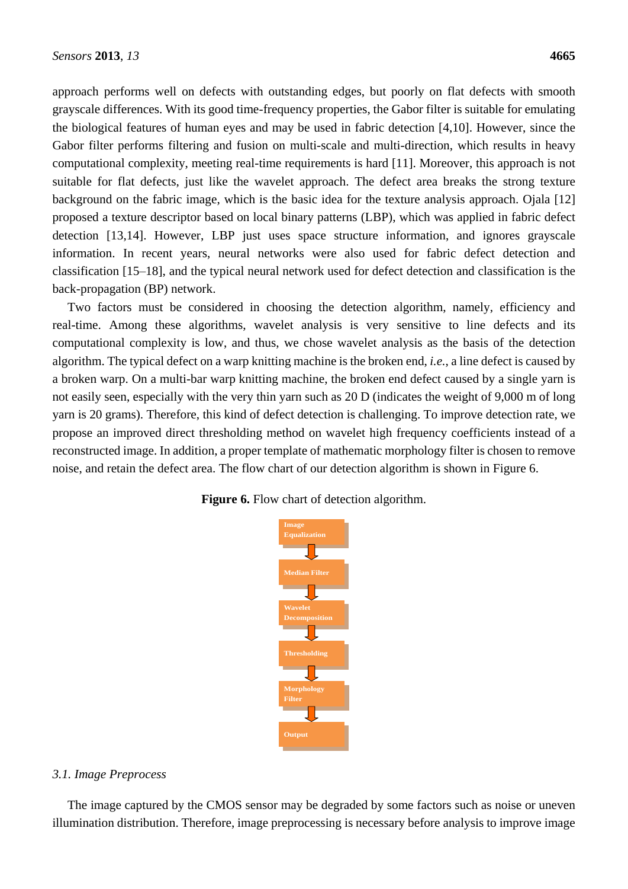approach performs well on defects with outstanding edges, but poorly on flat defects with smooth grayscale differences. With its good time-frequency properties, the Gabor filter is suitable for emulating the biological features of human eyes and may be used in fabric detection [4,10]. However, since the Gabor filter performs filtering and fusion on multi-scale and multi-direction, which results in heavy computational complexity, meeting real-time requirements is hard [11]. Moreover, this approach is not suitable for flat defects, just like the wavelet approach. The defect area breaks the strong texture background on the fabric image, which is the basic idea for the texture analysis approach. Ojala [12] proposed a texture descriptor based on local binary patterns (LBP), which was applied in fabric defect detection [13,14]. However, LBP just uses space structure information, and ignores grayscale information. In recent years, neural networks were also used for fabric defect detection and classification [15–18], and the typical neural network used for defect detection and classification is the back-propagation (BP) network.

Two factors must be considered in choosing the detection algorithm, namely, efficiency and real-time. Among these algorithms, wavelet analysis is very sensitive to line defects and its computational complexity is low, and thus, we chose wavelet analysis as the basis of the detection algorithm. The typical defect on a warp knitting machine is the broken end, *i.e.*, a line defect is caused by a broken warp. On a multi-bar warp knitting machine, the broken end defect caused by a single yarn is not easily seen, especially with the very thin yarn such as 20 D (indicates the weight of 9,000 m of long yarn is 20 grams). Therefore, this kind of defect detection is challenging. To improve detection rate, we propose an improved direct thresholding method on wavelet high frequency coefficients instead of a reconstructed image. In addition, a proper template of mathematic morphology filter is chosen to remove noise, and retain the defect area. The flow chart of our detection algorithm is shown in Figure 6.

**Figure 6.** Flow chart of detection algorithm.

Image Equalization → Median Filter → Wavelet Decomposition → Thresholding → Morphology Filter → Output

### *3.1. Image Preprocess*

The image captured by the CMOS sensor may be degraded by some factors such as noise or uneven illumination distribution. Therefore, image preprocessing is necessary before analysis to improve image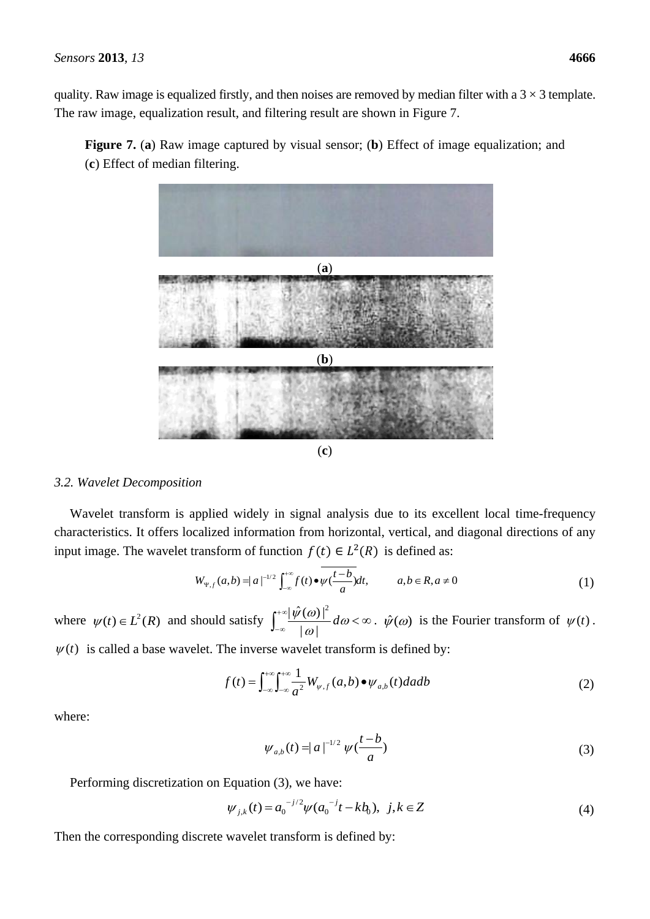quality. Raw image is equalized firstly, and then noises are removed by median filter with a 3 × 3 template. The raw image, equalization result, and filtering result are shown in Figure 7.

**Figure 7.** (**a**) Raw image captured by visual sensor; (**b**) Effect of image equalization; and (**c**) Effect of median filtering.

(**a**)

(**b**)

(**c**)

### *3.2. Wavelet Decomposition*

Wavelet transform is applied widely in signal analysis due to its excellent local time-frequency characteristics. It offers localized information from horizontal, vertical, and diagonal directions of any input image. The wavelet transform of function $f(t) \in L^2(R)$ is defined as:

$$W_{\Psi,f}(a,b) = |a|^{-1/2} \int_{-\infty}^{+\infty} f(t) \bullet \overline{\psi(\frac{t-b}{a})} dt, \qquad a,b \in R, a \neq 0 \tag{1}$$

where $\psi(t) \in L^2(R)$ and should satisfy $\int_{-\infty}^{+\infty} \frac{|\hat{\psi}(\omega)|^2}{|\omega|} d\omega < \infty$. $\hat{\psi}(\omega)$ is the Fourier transform of $\psi(t)$. $\psi(t)$ is called a base wavelet. The inverse wavelet transform is defined by:

$$f(t) = \int_{-\infty}^{+\infty}\int_{-\infty}^{+\infty} \frac{1}{a^2} W_{\psi,f}(a,b) \bullet \psi_{a,b}(t) da db \tag{2}$$

where:

$$\psi_{a,b}(t) = |a|^{-1/2} \psi(\frac{t-b}{a}) \tag{3}$$

Performing discretization on Equation (3), we have:

$$\psi_{j,k}(t) = a_0^{-j/2} \psi(a_0^{-j} t - k b_0), \;\; j,k \in Z \tag{4}$$

Then the corresponding discrete wavelet transform is defined by: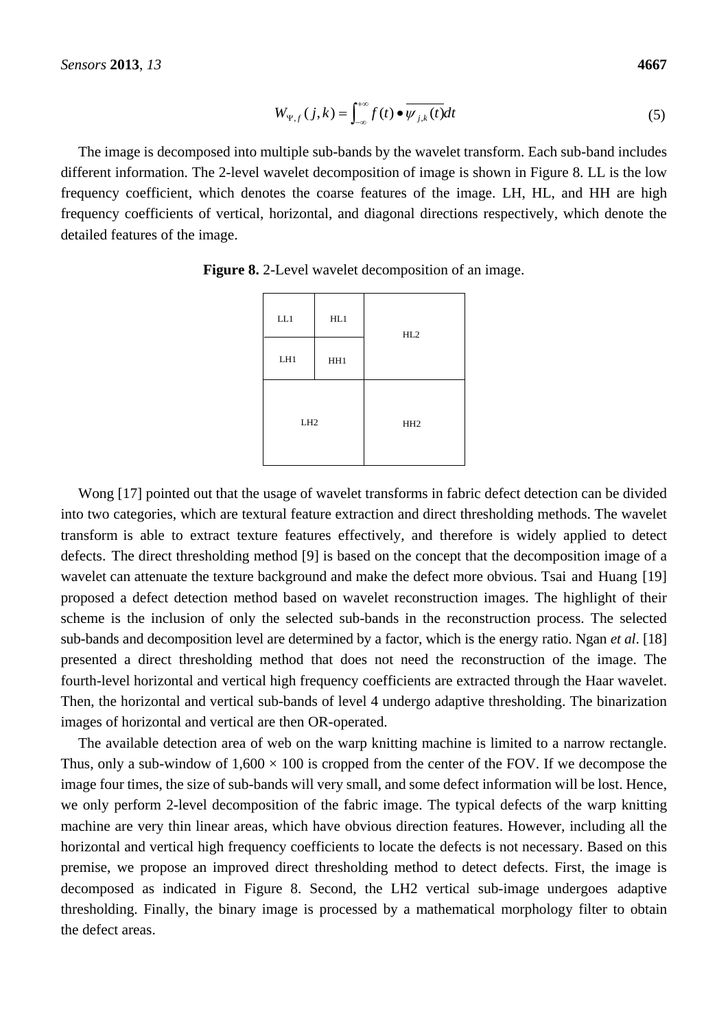$$W_{\Psi,f}(j,k) = \int_{-\infty}^{+\infty} f(t) \bullet \overline{\psi_{j,k}(t)} dt \tag{5}$$

The image is decomposed into multiple sub-bands by the wavelet transform. Each sub-band includes different information. The 2-level wavelet decomposition of image is shown in Figure 8. LL is the low frequency coefficient, which denotes the coarse features of the image. LH, HL, and HH are high frequency coefficients of vertical, horizontal, and diagonal directions respectively, which denote the detailed features of the image.

**Figure 8.** 2-Level wavelet decomposition of an image.

| LL1 | HL1 | HL2 |
|---|---|---|
| LH1 | HH1 | |
| LH2 | | HH2 |

Wong [17] pointed out that the usage of wavelet transforms in fabric defect detection can be divided into two categories, which are textural feature extraction and direct thresholding methods. The wavelet transform is able to extract texture features effectively, and therefore is widely applied to detect defects. The direct thresholding method [9] is based on the concept that the decomposition image of a wavelet can attenuate the texture background and make the defect more obvious. Tsai and Huang [19] proposed a defect detection method based on wavelet reconstruction images. The highlight of their scheme is the inclusion of only the selected sub-bands in the reconstruction process. The selected sub-bands and decomposition level are determined by a factor, which is the energy ratio. Ngan *et al*. [18] presented a direct thresholding method that does not need the reconstruction of the image. The fourth-level horizontal and vertical high frequency coefficients are extracted through the Haar wavelet. Then, the horizontal and vertical sub-bands of level 4 undergo adaptive thresholding. The binarization images of horizontal and vertical are then OR-operated.

The available detection area of web on the warp knitting machine is limited to a narrow rectangle. Thus, only a sub-window of 1,600 × 100 is cropped from the center of the FOV. If we decompose the image four times, the size of sub-bands will very small, and some defect information will be lost. Hence, we only perform 2-level decomposition of the fabric image. The typical defects of the warp knitting machine are very thin linear areas, which have obvious direction features. However, including all the horizontal and vertical high frequency coefficients to locate the defects is not necessary. Based on this premise, we propose an improved direct thresholding method to detect defects. First, the image is decomposed as indicated in Figure 8. Second, the LH2 vertical sub-image undergoes adaptive thresholding. Finally, the binary image is processed by a mathematical morphology filter to obtain the defect areas.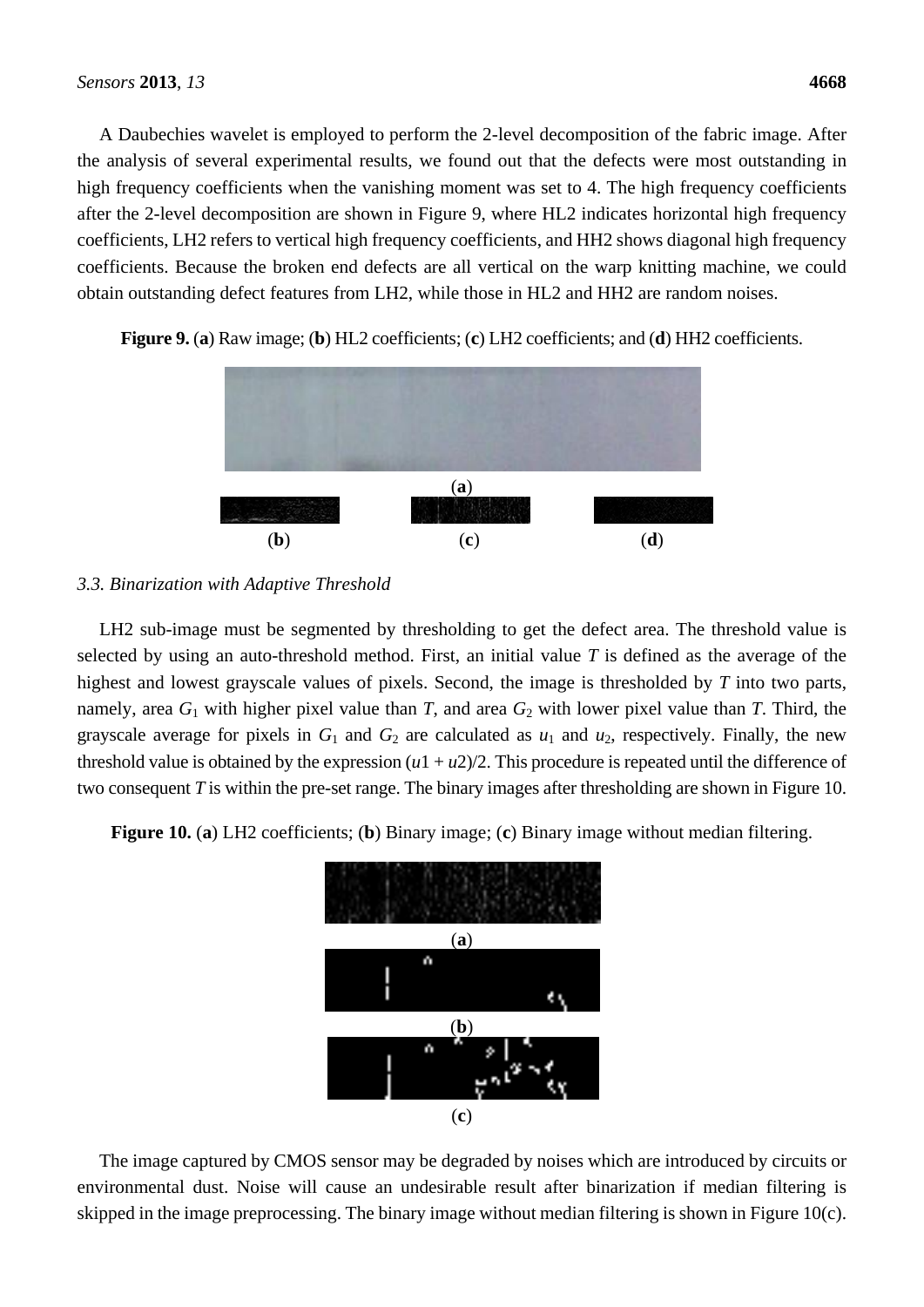A Daubechies wavelet is employed to perform the 2-level decomposition of the fabric image. After the analysis of several experimental results, we found out that the defects were most outstanding in high frequency coefficients when the vanishing moment was set to 4. The high frequency coefficients after the 2-level decomposition are shown in Figure 9, where HL2 indicates horizontal high frequency coefficients, LH2 refers to vertical high frequency coefficients, and HH2 shows diagonal high frequency coefficients. Because the broken end defects are all vertical on the warp knitting machine, we could obtain outstanding defect features from LH2, while those in HL2 and HH2 are random noises.

**Figure 9.** (**a**) Raw image; (**b**) HL2 coefficients; (**c**) LH2 coefficients; and (**d**) HH2 coefficients.

### *3.3. Binarization with Adaptive Threshold*

LH2 sub-image must be segmented by thresholding to get the defect area. The threshold value is selected by using an auto-threshold method. First, an initial value $T$ is defined as the average of the highest and lowest grayscale values of pixels. Second, the image is thresholded by $T$ into two parts, namely, area $G_1$ with higher pixel value than $T$, and area $G_2$ with lower pixel value than $T$. Third, the grayscale average for pixels in $G_1$ and $G_2$ are calculated as $u_1$ and $u_2$, respectively. Finally, the new threshold value is obtained by the expression $(u1 + u2)/2$. This procedure is repeated until the difference of two consequent $T$ is within the pre-set range. The binary images after thresholding are shown in Figure 10.

**Figure 10.** (**a**) LH2 coefficients; (**b**) Binary image; (**c**) Binary image without median filtering.

The image captured by CMOS sensor may be degraded by noises which are introduced by circuits or environmental dust. Noise will cause an undesirable result after binarization if median filtering is skipped in the image preprocessing. The binary image without median filtering is shown in Figure 10(c).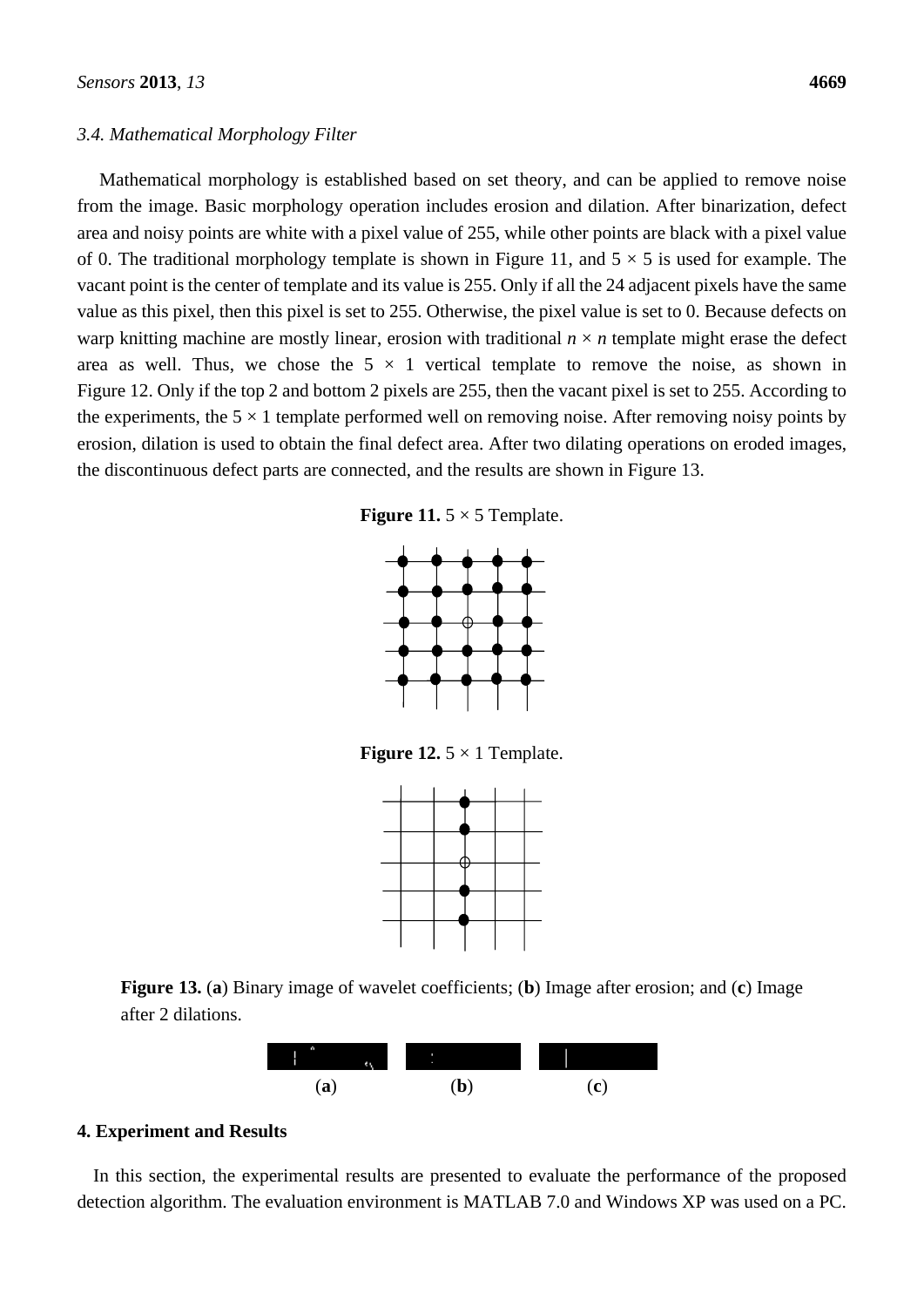### 3.4. Mathematical Morphology Filter

Mathematical morphology is established based on set theory, and can be applied to remove noise from the image. Basic morphology operation includes erosion and dilation. After binarization, defect area and noisy points are white with a pixel value of 255, while other points are black with a pixel value of 0. The traditional morphology template is shown in Figure 11, and 5 × 5 is used for example. The vacant point is the center of template and its value is 255. Only if all the 24 adjacent pixels have the same value as this pixel, then this pixel is set to 255. Otherwise, the pixel value is set to 0. Because defects on warp knitting machine are mostly linear, erosion with traditional $n \times n$ template might erase the defect area as well. Thus, we chose the 5 × 1 vertical template to remove the noise, as shown in Figure 12. Only if the top 2 and bottom 2 pixels are 255, then the vacant pixel is set to 255. According to the experiments, the 5 × 1 template performed well on removing noise. After removing noisy points by erosion, dilation is used to obtain the final defect area. After two dilating operations on eroded images, the discontinuous defect parts are connected, and the results are shown in Figure 13.

**Figure 11.** 5 × 5 Template.

**Figure 12.** 5 × 1 Template.

**Figure 13.** (**a**) Binary image of wavelet coefficients; (**b**) Image after erosion; and (**c**) Image after 2 dilations.

(**a**) (**b**) (**c**)

## 4. Experiment and Results

In this section, the experimental results are presented to evaluate the performance of the proposed detection algorithm. The evaluation environment is MATLAB 7.0 and Windows XP was used on a PC.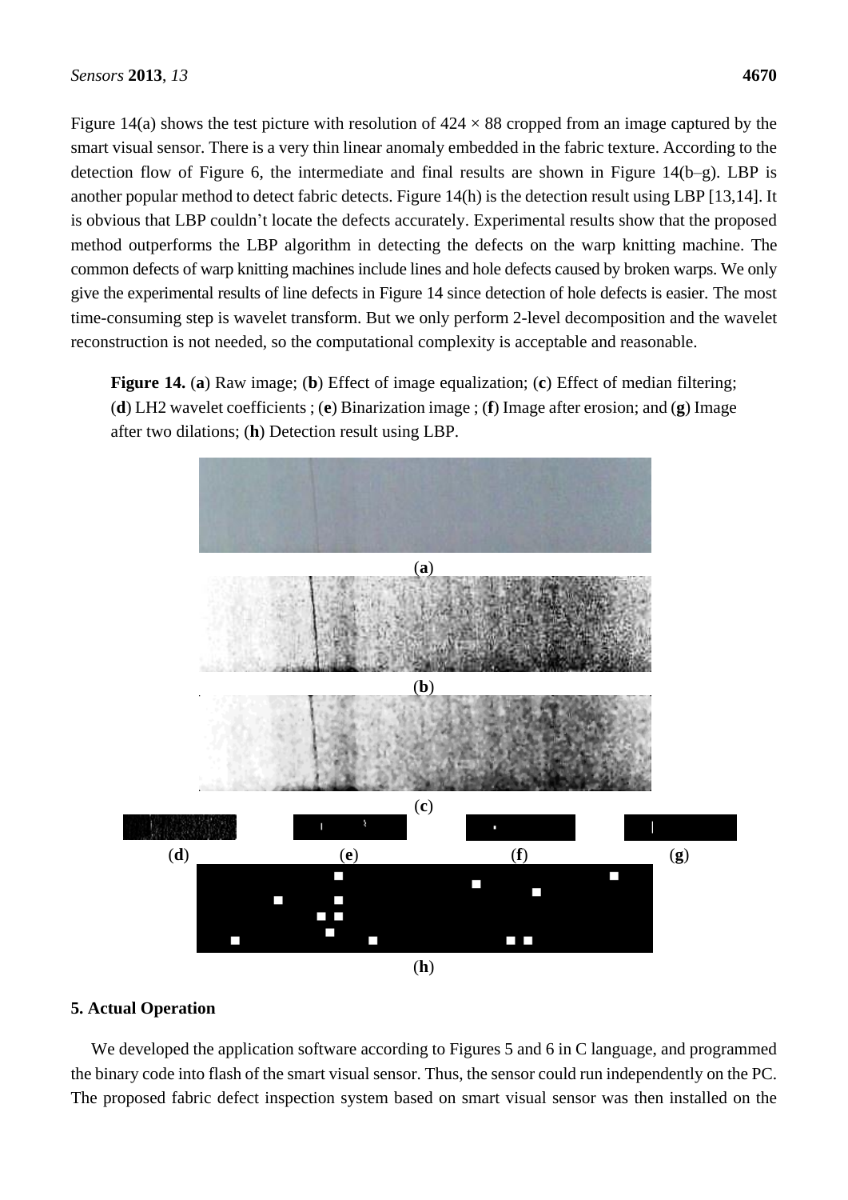Figure 14(a) shows the test picture with resolution of $424 \times 88$ cropped from an image captured by the smart visual sensor. There is a very thin linear anomaly embedded in the fabric texture. According to the detection flow of Figure 6, the intermediate and final results are shown in Figure 14(b–g). LBP is another popular method to detect fabric detects. Figure 14(h) is the detection result using LBP [13,14]. It is obvious that LBP couldn't locate the defects accurately. Experimental results show that the proposed method outperforms the LBP algorithm in detecting the defects on the warp knitting machine. The common defects of warp knitting machines include lines and hole defects caused by broken warps. We only give the experimental results of line defects in Figure 14 since detection of hole defects is easier. The most time-consuming step is wavelet transform. But we only perform 2-level decomposition and the wavelet reconstruction is not needed, so the computational complexity is acceptable and reasonable.

**Figure 14.** (**a**) Raw image; (**b**) Effect of image equalization; (**c**) Effect of median filtering; (**d**) LH2 wavelet coefficients ; (**e**) Binarization image ; (**f**) Image after erosion; and (**g**) Image after two dilations; (**h**) Detection result using LBP.

## 5. Actual Operation

We developed the application software according to Figures 5 and 6 in C language, and programmed the binary code into flash of the smart visual sensor. Thus, the sensor could run independently on the PC. The proposed fabric defect inspection system based on smart visual sensor was then installed on the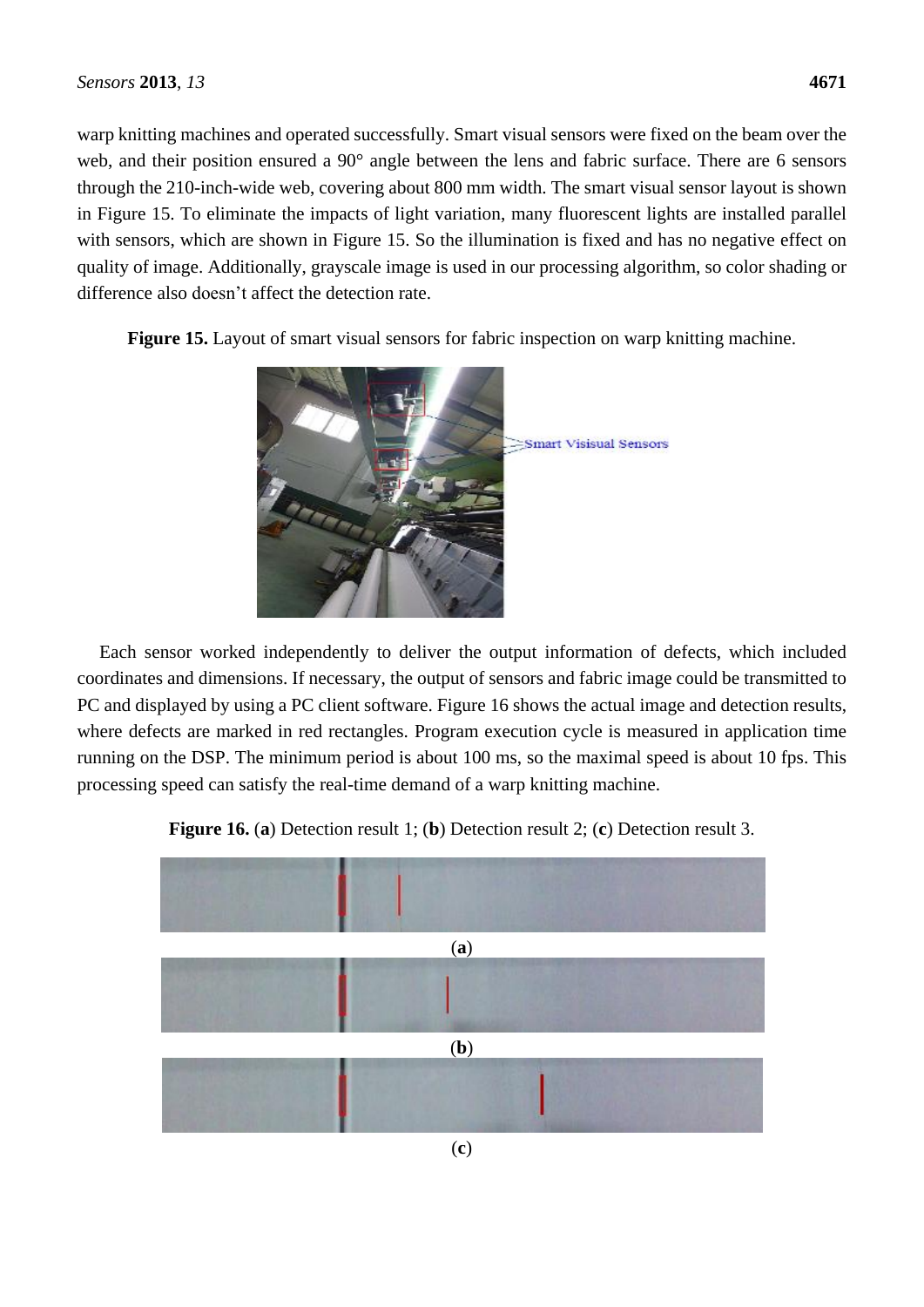warp knitting machines and operated successfully. Smart visual sensors were fixed on the beam over the web, and their position ensured a 90° angle between the lens and fabric surface. There are 6 sensors through the 210-inch-wide web, covering about 800 mm width. The smart visual sensor layout is shown in Figure 15. To eliminate the impacts of light variation, many fluorescent lights are installed parallel with sensors, which are shown in Figure 15. So the illumination is fixed and has no negative effect on quality of image. Additionally, grayscale image is used in our processing algorithm, so color shading or difference also doesn't affect the detection rate.

**Figure 15.** Layout of smart visual sensors for fabric inspection on warp knitting machine.

Each sensor worked independently to deliver the output information of defects, which included coordinates and dimensions. If necessary, the output of sensors and fabric image could be transmitted to PC and displayed by using a PC client software. Figure 16 shows the actual image and detection results, where defects are marked in red rectangles. Program execution cycle is measured in application time running on the DSP. The minimum period is about 100 ms, so the maximal speed is about 10 fps. This processing speed can satisfy the real-time demand of a warp knitting machine.

**Figure 16.** (**a**) Detection result 1; (**b**) Detection result 2; (**c**) Detection result 3.

(**a**)

(**b**)

(**c**)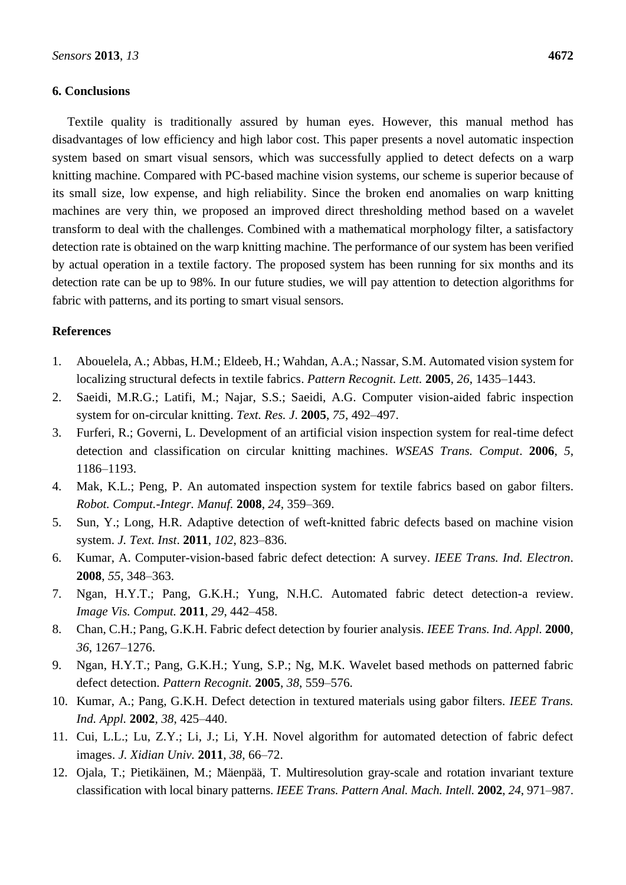## 6. Conclusions

Textile quality is traditionally assured by human eyes. However, this manual method has disadvantages of low efficiency and high labor cost. This paper presents a novel automatic inspection system based on smart visual sensors, which was successfully applied to detect defects on a warp knitting machine. Compared with PC-based machine vision systems, our scheme is superior because of its small size, low expense, and high reliability. Since the broken end anomalies on warp knitting machines are very thin, we proposed an improved direct thresholding method based on a wavelet transform to deal with the challenges. Combined with a mathematical morphology filter, a satisfactory detection rate is obtained on the warp knitting machine. The performance of our system has been verified by actual operation in a textile factory. The proposed system has been running for six months and its detection rate can be up to 98%. In our future studies, we will pay attention to detection algorithms for fabric with patterns, and its porting to smart visual sensors.

## References

1. Abouelela, A.; Abbas, H.M.; Eldeeb, H.; Wahdan, A.A.; Nassar, S.M. Automated vision system for localizing structural defects in textile fabrics. *Pattern Recognit. Lett.* **2005**, *26*, 1435–1443.
2. Saeidi, M.R.G.; Latifi, M.; Najar, S.S.; Saeidi, A.G. Computer vision-aided fabric inspection system for on-circular knitting. *Text. Res. J*. **2005**, *75*, 492–497.
3. Furferi, R.; Governi, L. Development of an artificial vision inspection system for real-time defect detection and classification on circular knitting machines. *WSEAS Trans. Comput*. **2006**, *5*, 1186–1193.
4. Mak, K.L.; Peng, P. An automated inspection system for textile fabrics based on gabor filters. *Robot. Comput.-Integr. Manuf.* **2008**, *24*, 359–369.
5. Sun, Y.; Long, H.R. Adaptive detection of weft-knitted fabric defects based on machine vision system. *J. Text. Inst*. **2011**, *102*, 823–836.
6. Kumar, A. Computer-vision-based fabric defect detection: A survey. *IEEE Trans. Ind. Electron*. **2008**, *55*, 348–363.
7. Ngan, H.Y.T.; Pang, G.K.H.; Yung, N.H.C. Automated fabric detect detection-a review. *Image Vis. Comput.* **2011**, *29*, 442–458.
8. Chan, C.H.; Pang, G.K.H. Fabric defect detection by fourier analysis. *IEEE Trans. Ind. Appl.* **2000**, *36*, 1267–1276.
9. Ngan, H.Y.T.; Pang, G.K.H.; Yung, S.P.; Ng, M.K. Wavelet based methods on patterned fabric defect detection. *Pattern Recognit.* **2005**, *38*, 559–576.
10. Kumar, A.; Pang, G.K.H. Defect detection in textured materials using gabor filters. *IEEE Trans. Ind. Appl.* **2002**, *38*, 425–440.
11. Cui, L.L.; Lu, Z.Y.; Li, J.; Li, Y.H. Novel algorithm for automated detection of fabric defect images. *J. Xidian Univ.* **2011**, *38*, 66–72.
12. Ojala, T.; Pietikäinen, M.; Mäenpää, T. Multiresolution gray-scale and rotation invariant texture classification with local binary patterns. *IEEE Trans. Pattern Anal. Mach. Intell.* **2002**, *24*, 971–987.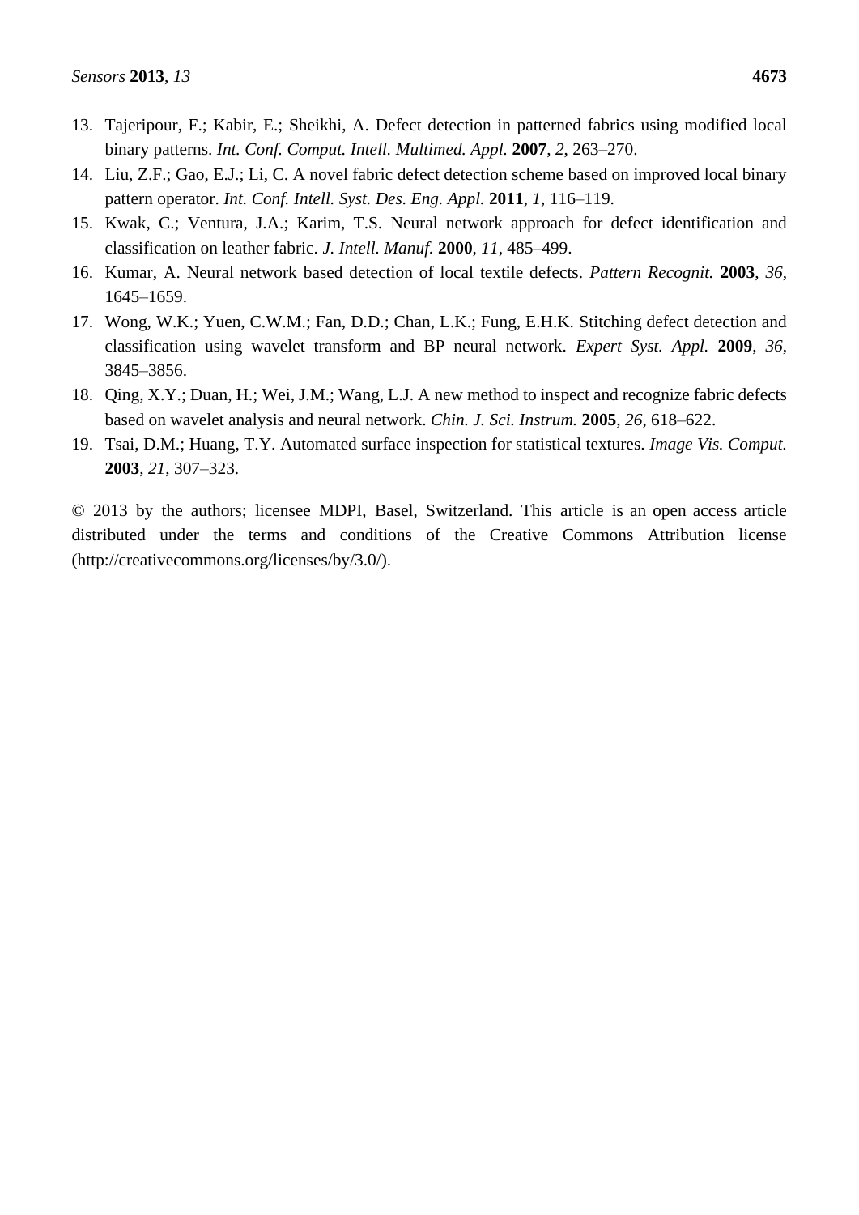13. Tajeripour, F.; Kabir, E.; Sheikhi, A. Defect detection in patterned fabrics using modified local binary patterns. *Int. Conf. Comput. Intell. Multimed. Appl.* **2007**, *2*, 263–270.
14. Liu, Z.F.; Gao, E.J.; Li, C. A novel fabric defect detection scheme based on improved local binary pattern operator. *Int. Conf. Intell. Syst. Des. Eng. Appl.* **2011**, *1*, 116–119.
15. Kwak, C.; Ventura, J.A.; Karim, T.S. Neural network approach for defect identification and classification on leather fabric. *J. Intell. Manuf.* **2000**, *11*, 485–499.
16. Kumar, A. Neural network based detection of local textile defects. *Pattern Recognit.* **2003**, *36*, 1645–1659.
17. Wong, W.K.; Yuen, C.W.M.; Fan, D.D.; Chan, L.K.; Fung, E.H.K. Stitching defect detection and classification using wavelet transform and BP neural network. *Expert Syst. Appl.* **2009**, *36*, 3845–3856.
18. Qing, X.Y.; Duan, H.; Wei, J.M.; Wang, L.J. A new method to inspect and recognize fabric defects based on wavelet analysis and neural network. *Chin. J. Sci. Instrum.* **2005**, *26*, 618–622.
19. Tsai, D.M.; Huang, T.Y. Automated surface inspection for statistical textures. *Image Vis. Comput.* **2003**, *21*, 307–323.

© 2013 by the authors; licensee MDPI, Basel, Switzerland. This article is an open access article distributed under the terms and conditions of the Creative Commons Attribution license (http://creativecommons.org/licenses/by/3.0/).